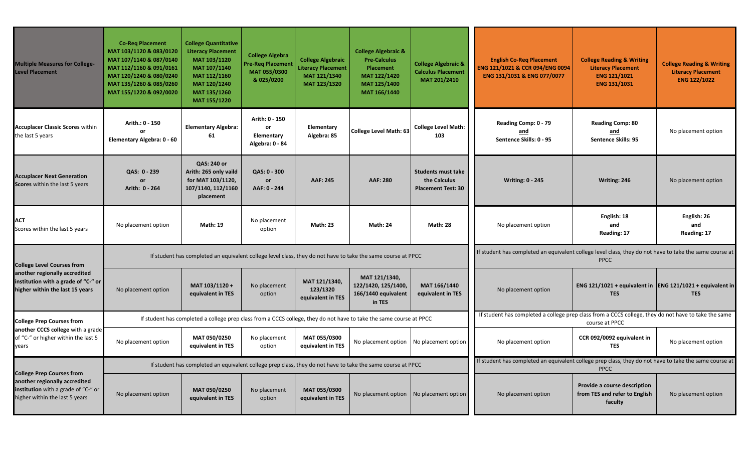| Multiple Measures for College-Level Placement | Co-Req Placement MAT 103/1120 & 083/0120 MAT 107/1140 & 087/0140 MAT 112/1160 & 091/0161 MAT 120/1240 & 080/0240 MAT 135/1260 & 085/0260 MAT 155/1220 & 092/0020 | College Quantitative Literacy Placement MAT 103/1120 MAT 107/1140 MAT 112/1160 MAT 120/1240 MAT 135/1260 MAT 155/1220 | College Algebra Pre-Req Placement MAT 055/0300 & 025/0200 | College Algebraic Literacy Placement MAT 121/1340 MAT 123/1320 | College Algebraic & Pre-Calculus Placement MAT 122/1420 MAT 125/1400 MAT 166/1440 | College Algebraic & Calculus Placement MAT 201/2410 | English Co-Req Placement ENG 121/1021 & CCR 094/ENG 0094 ENG 131/1031 & ENG 077/0077 | College Reading & Writing Literacy Placement ENG 121/1021 ENG 131/1031 | College Reading & Writing Literacy Placement ENG 122/1022 |
|---|---|---|---|---|---|---|---|---|---|
| **Accuplacer Classic Scores** within the last 5 years | Arith.: 0 - 150 or Elementary Algebra: 0 - 60 | Elementary Algebra: 61 | Arith: 0 - 150 or Elementary Algebra: 0 - 84 | Elementary Algebra: 85 | College Level Math: 63 | College Level Math: 103 | Reading Comp: 0 - 79 and Sentence Skills: 0 - 95 | Reading Comp: 80 and Sentence Skills: 95 | No placement option |
| **Accuplacer Next Generation Scores** within the last 5 years | QAS: 0 - 239 or Arith: 0 - 264 | QAS: 240 or Arith: 265 only vaild for MAT 103/1120, 107/1140, 112/1160 placement | QAS: 0 - 300 or AAF: 0 - 244 | AAF: 245 | AAF: 280 | Students must take the Calculus Placement Test: 30 | Writing: 0 - 245 | Writing: 246 | No placement option |
| **ACT** Scores within the last 5 years | No placement option | Math: 19 | No placement option | Math: 23 | Math: 24 | Math: 28 | No placement option | English: 18 and Reading: 17 | English: 26 and Reading: 17 |
| **College Level Courses from another regionally accredited institution with a grade of "C-" or higher within the last 15 years** | If student has completed an equivalent college level class, they do not have to take the same course at PPCC | | | | | | If student has completed an equivalent college level class, they do not have to take the same course at PPCC | | |
| | No placement option | MAT 103/1120 + equivalent in TES | No placement option | MAT 121/1340, 123/1320 equivalent in TES | MAT 121/1340, 122/1420, 125/1400, 166/1440 equivalent in TES | MAT 166/1440 equivalent in TES | No placement option | ENG 121/1021 + equivalent in TES | ENG 121/1021 + equivalent in TES |
| **College Prep Courses from another CCCS college** with a grade of "C-" or higher within the last 5 years | If student has completed a college prep class from a CCCS college, they do not have to take the same course at PPCC | | | | | | If student has completed a college prep class from a CCCS college, they do not have to take the same course at PPCC | | |
| | No placement option | MAT 050/0250 equivalent in TES | No placement option | MAT 055/0300 equivalent in TES | No placement option | No placement option | No placement option | CCR 092/0092 equivalent in TES | No placement option |
| **College Prep Courses from another regionally accredited institution** with a grade of "C-" or higher within the last 5 years | If student has completed an equivalent college prep class, they do not have to take the same course at PPCC | | | | | | If student has completed an equivalent college prep class, they do not have to take the same course at PPCC | | |
| | No placement option | MAT 050/0250 equivalent in TES | No placement option | MAT 055/0300 equivalent in TES | No placement option | No placement option | No placement option | Provide a course description from TES and refer to English faculty | No placement option |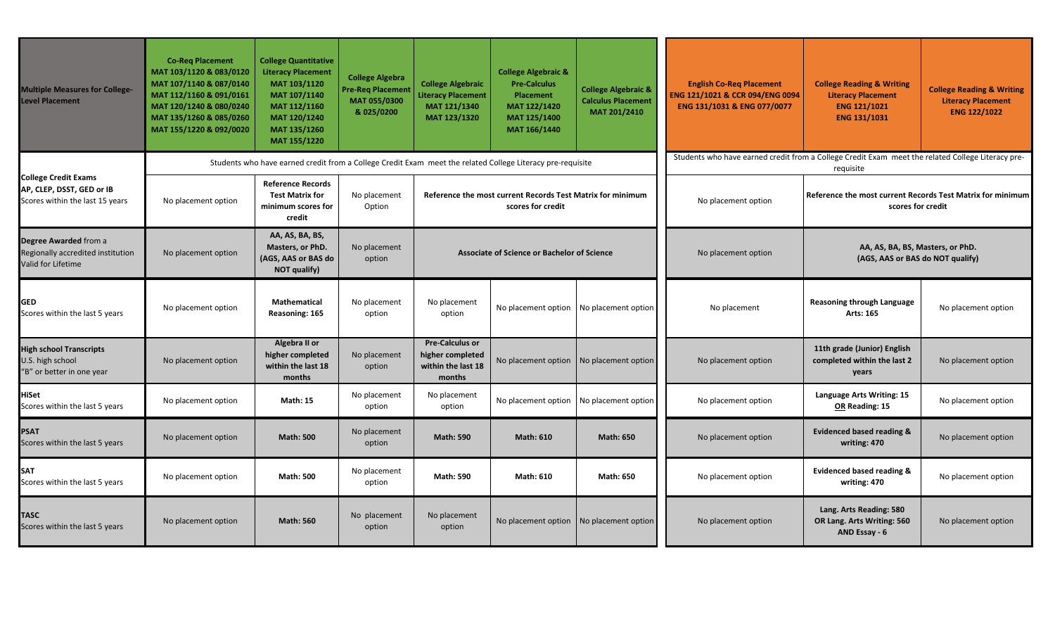| Multiple Measures for College-Level Placement | Co-Req Placement MAT 103/1120 & 083/0120 MAT 107/1140 & 087/0140 MAT 112/1160 & 091/0161 MAT 120/1240 & 080/0240 MAT 135/1260 & 085/0260 MAT 155/1220 & 092/0020 | College Quantitative Literacy Placement MAT 103/1120 MAT 107/1140 MAT 112/1160 MAT 120/1240 MAT 135/1260 MAT 155/1220 | College Algebra Pre-Req Placement MAT 055/0300 & 025/0200 | College Algebraic Literacy Placement MAT 121/1340 MAT 123/1320 | College Algebraic & Pre-Calculus Placement MAT 122/1420 MAT 125/1400 MAT 166/1440 | College Algebraic & Calculus Placement MAT 201/2410 | English Co-Req Placement ENG 121/1021 & CCR 094/ENG 0094 ENG 131/1031 & ENG 077/0077 | College Reading & Writing Literacy Placement ENG 121/1021 ENG 131/1031 | College Reading & Writing Literacy Placement ENG 122/1022 |
|---|---|---|---|---|---|---|---|---|---|
| | Students who have earned credit from a College Credit Exam meet the related College Literacy pre-requisite | | | | | | Students who have earned credit from a College Credit Exam meet the related College Literacy pre-requisite | | |
| **College Credit Exams** AP, CLEP, DSST, GED or IB Scores within the last 15 years | No placement option | **Reference Records Test Matrix for minimum scores for credit** | No placement Option | **Reference the most current Records Test Matrix for minimum scores for credit** | | | No placement option | **Reference the most current Records Test Matrix for minimum scores for credit** | |
| **Degree Awarded** from a Regionally accredited institution Valid for Lifetime | No placement option | **AA, AS, BA, BS, Masters, or PhD. (AGS, AAS or BAS do NOT qualify)** | No placement option | **Associate of Science or Bachelor of Science** | | | No placement option | **AA, AS, BA, BS, Masters, or PhD. (AGS, AAS or BAS do NOT qualify)** | |
| **GED** Scores within the last 5 years | No placement option | **Mathematical Reasoning: 165** | No placement option | No placement option | No placement option | No placement option | No placement | **Reasoning through Language Arts: 165** | No placement option |
| **High school Transcripts** U.S. high school "B" or better in one year | No placement option | **Algebra II or higher completed within the last 18 months** | No placement option | **Pre-Calculus or higher completed within the last 18 months** | No placement option | No placement option | No placement option | **11th grade (Junior) English completed within the last 2 years** | No placement option |
| **HiSet** Scores within the last 5 years | No placement option | **Math: 15** | No placement option | No placement option | No placement option | No placement option | No placement option | **Language Arts Writing: 15 OR Reading: 15** | No placement option |
| **PSAT** Scores within the last 5 years | No placement option | **Math: 500** | No placement option | **Math: 590** | **Math: 610** | **Math: 650** | No placement option | **Evidenced based reading & writing: 470** | No placement option |
| **SAT** Scores within the last 5 years | No placement option | **Math: 500** | No placement option | **Math: 590** | **Math: 610** | **Math: 650** | No placement option | **Evidenced based reading & writing: 470** | No placement option |
| **TASC** Scores within the last 5 years | No placement option | **Math: 560** | No placement option | No placement option | No placement option | No placement option | No placement option | **Lang. Arts Reading: 580 OR Lang. Arts Writing: 560 AND Essay - 6** | No placement option |